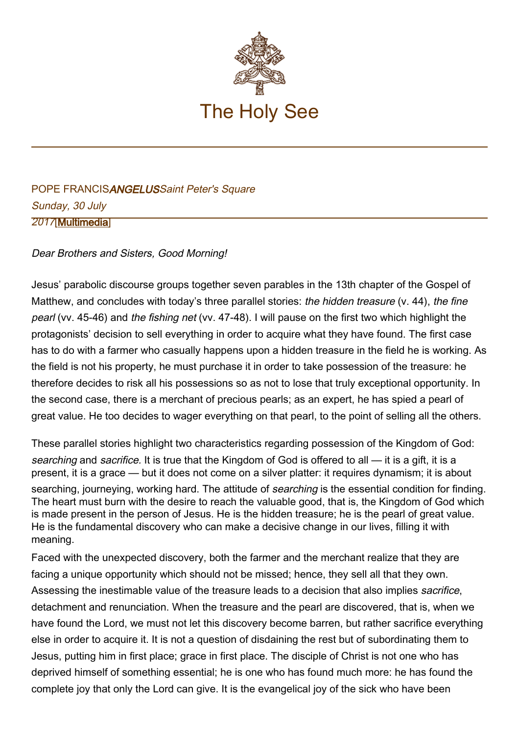# The Holy See

POPE FRANCIS *ANGELUS* *Saint Peter's Square*
*Sunday, 30 July 2017* [Multimedia]

*Dear Brothers and Sisters, Good Morning!*

Jesus' parabolic discourse groups together seven parables in the 13th chapter of the Gospel of Matthew, and concludes with today's three parallel stories: *the hidden treasure* (v. 44), *the fine pearl* (vv. 45-46) and *the fishing net* (vv. 47-48). I will pause on the first two which highlight the protagonists' decision to sell everything in order to acquire what they have found. The first case has to do with a farmer who casually happens upon a hidden treasure in the field he is working. As the field is not his property, he must purchase it in order to take possession of the treasure: he therefore decides to risk all his possessions so as not to lose that truly exceptional opportunity. In the second case, there is a merchant of precious pearls; as an expert, he has spied a pearl of great value. He too decides to wager everything on that pearl, to the point of selling all the others.

These parallel stories highlight two characteristics regarding possession of the Kingdom of God: *searching* and *sacrifice*. It is true that the Kingdom of God is offered to all — it is a gift, it is a present, it is a grace — but it does not come on a silver platter: it requires dynamism; it is about searching, journeying, working hard. The attitude of *searching* is the essential condition for finding. The heart must burn with the desire to reach the valuable good, that is, the Kingdom of God which is made present in the person of Jesus. He is the hidden treasure; he is the pearl of great value. He is the fundamental discovery who can make a decisive change in our lives, filling it with meaning.

Faced with the unexpected discovery, both the farmer and the merchant realize that they are facing a unique opportunity which should not be missed; hence, they sell all that they own. Assessing the inestimable value of the treasure leads to a decision that also implies *sacrifice*, detachment and renunciation. When the treasure and the pearl are discovered, that is, when we have found the Lord, we must not let this discovery become barren, but rather sacrifice everything else in order to acquire it. It is not a question of disdaining the rest but of subordinating them to Jesus, putting him in first place; grace in first place. The disciple of Christ is not one who has deprived himself of something essential; he is one who has found much more: he has found the complete joy that only the Lord can give. It is the evangelical joy of the sick who have been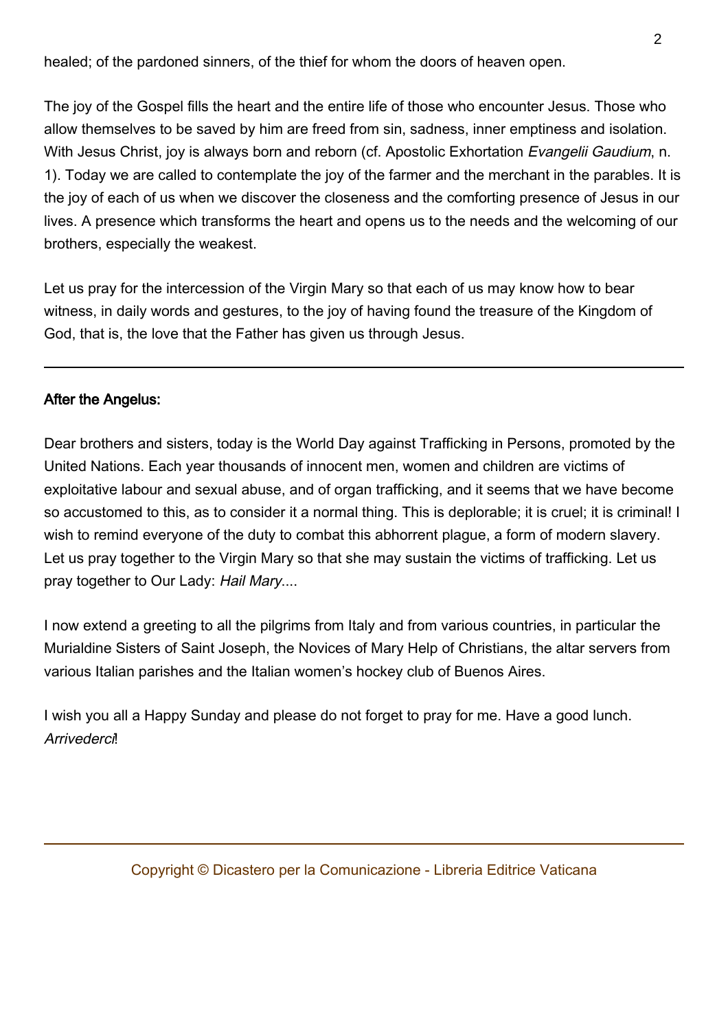healed; of the pardoned sinners, of the thief for whom the doors of heaven open.

The joy of the Gospel fills the heart and the entire life of those who encounter Jesus. Those who allow themselves to be saved by him are freed from sin, sadness, inner emptiness and isolation. With Jesus Christ, joy is always born and reborn (cf. Apostolic Exhortation *Evangelii Gaudium*, n. 1). Today we are called to contemplate the joy of the farmer and the merchant in the parables. It is the joy of each of us when we discover the closeness and the comforting presence of Jesus in our lives. A presence which transforms the heart and opens us to the needs and the welcoming of our brothers, especially the weakest.

Let us pray for the intercession of the Virgin Mary so that each of us may know how to bear witness, in daily words and gestures, to the joy of having found the treasure of the Kingdom of God, that is, the love that the Father has given us through Jesus.

---

**After the Angelus:**

Dear brothers and sisters, today is the World Day against Trafficking in Persons, promoted by the United Nations. Each year thousands of innocent men, women and children are victims of exploitative labour and sexual abuse, and of organ trafficking, and it seems that we have become so accustomed to this, as to consider it a normal thing. This is deplorable; it is cruel; it is criminal! I wish to remind everyone of the duty to combat this abhorrent plague, a form of modern slavery. Let us pray together to the Virgin Mary so that she may sustain the victims of trafficking. Let us pray together to Our Lady: *Hail Mary*....

I now extend a greeting to all the pilgrims from Italy and from various countries, in particular the Murialdine Sisters of Saint Joseph, the Novices of Mary Help of Christians, the altar servers from various Italian parishes and the Italian women's hockey club of Buenos Aires.

I wish you all a Happy Sunday and please do not forget to pray for me. Have a good lunch. *Arrivederci*!

---

Copyright © Dicastero per la Comunicazione - Libreria Editrice Vaticana